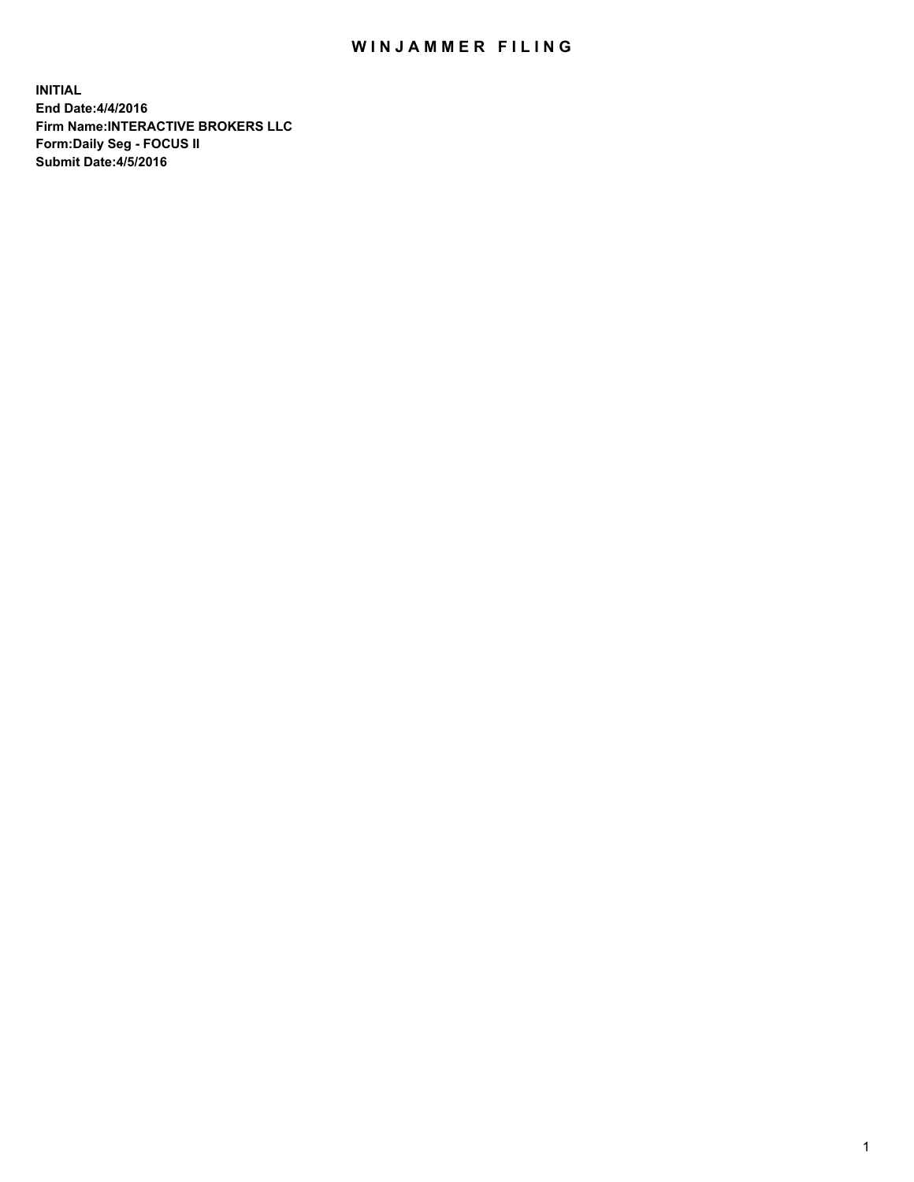# WINJAMMER FILING

**INITIAL**
**End Date:4/4/2016**
**Firm Name:INTERACTIVE BROKERS LLC**
**Form:Daily Seg - FOCUS II**
**Submit Date:4/5/2016**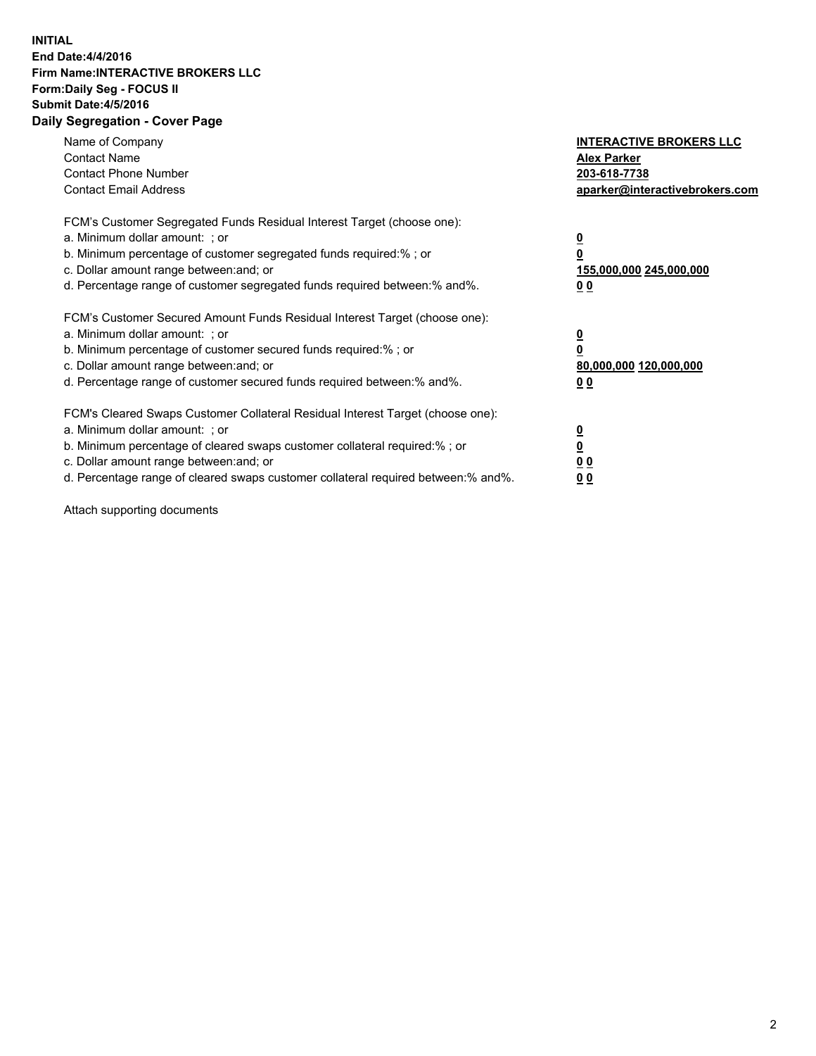**INITIAL**
**End Date:4/4/2016**
**Firm Name:INTERACTIVE BROKERS LLC**
**Form:Daily Seg - FOCUS II**
**Submit Date:4/5/2016**
**Daily Segregation - Cover Page**

| | |
|---|---|
| Name of Company | **INTERACTIVE BROKERS LLC** |
| Contact Name | **Alex Parker** |
| Contact Phone Number | **203-618-7738** |
| Contact Email Address | **aparker@interactivebrokers.com** |

FCM's Customer Segregated Funds Residual Interest Target (choose one):

| | |
|---|---|
| a. Minimum dollar amount: ; or | **0** |
| b. Minimum percentage of customer segregated funds required:% ; or | **0** |
| c. Dollar amount range between:and; or | **155,000,000 245,000,000** |
| d. Percentage range of customer segregated funds required between:% and%. | **0 0** |

FCM's Customer Secured Amount Funds Residual Interest Target (choose one):

| | |
|---|---|
| a. Minimum dollar amount: ; or | **0** |
| b. Minimum percentage of customer secured funds required:% ; or | **0** |
| c. Dollar amount range between:and; or | **80,000,000 120,000,000** |
| d. Percentage range of customer secured funds required between:% and%. | **0 0** |

FCM's Cleared Swaps Customer Collateral Residual Interest Target (choose one):

| | |
|---|---|
| a. Minimum dollar amount: ; or | **0** |
| b. Minimum percentage of cleared swaps customer collateral required:% ; or | **0** |
| c. Dollar amount range between:and; or | **0 0** |
| d. Percentage range of cleared swaps customer collateral required between:% and%. | **0 0** |

Attach supporting documents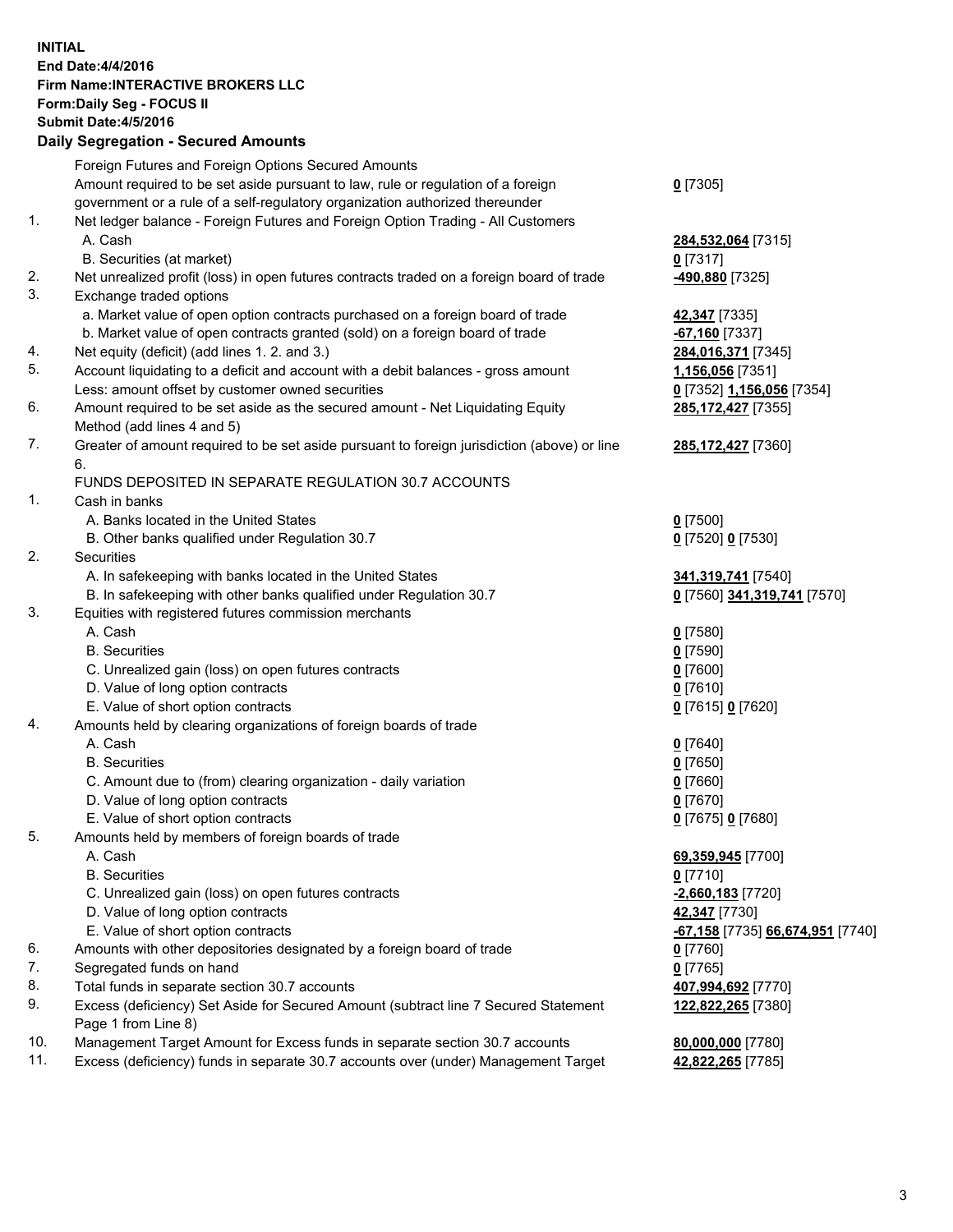**INITIAL**
**End Date:4/4/2016**
**Firm Name:INTERACTIVE BROKERS LLC**
**Form:Daily Seg - FOCUS II**
**Submit Date:4/5/2016**
**Daily Segregation - Secured Amounts**

| | | |
|---|---|---|
| | Foreign Futures and Foreign Options Secured Amounts | |
| | Amount required to be set aside pursuant to law, rule or regulation of a foreign government or a rule of a self-regulatory organization authorized thereunder | **0** [7305] |
| 1. | Net ledger balance - Foreign Futures and Foreign Option Trading - All Customers | |
| | A. Cash | **284,532,064** [7315] |
| | B. Securities (at market) | **0** [7317] |
| 2. | Net unrealized profit (loss) in open futures contracts traded on a foreign board of trade | **-490,880** [7325] |
| 3. | Exchange traded options | |
| | a. Market value of open option contracts purchased on a foreign board of trade | **42,347** [7335] |
| | b. Market value of open contracts granted (sold) on a foreign board of trade | **-67,160** [7337] |
| 4. | Net equity (deficit) (add lines 1. 2. and 3.) | **284,016,371** [7345] |
| 5. | Account liquidating to a deficit and account with a debit balances - gross amount | **1,156,056** [7351] |
| | Less: amount offset by customer owned securities | **0** [7352] **1,156,056** [7354] |
| 6. | Amount required to be set aside as the secured amount - Net Liquidating Equity Method (add lines 4 and 5) | **285,172,427** [7355] |
| 7. | Greater of amount required to be set aside pursuant to foreign jurisdiction (above) or line 6. | **285,172,427** [7360] |
| | FUNDS DEPOSITED IN SEPARATE REGULATION 30.7 ACCOUNTS | |
| 1. | Cash in banks | |
| | A. Banks located in the United States | **0** [7500] |
| | B. Other banks qualified under Regulation 30.7 | **0** [7520] **0** [7530] |
| 2. | Securities | |
| | A. In safekeeping with banks located in the United States | **341,319,741** [7540] |
| | B. In safekeeping with other banks qualified under Regulation 30.7 | **0** [7560] **341,319,741** [7570] |
| 3. | Equities with registered futures commission merchants | |
| | A. Cash | **0** [7580] |
| | B. Securities | **0** [7590] |
| | C. Unrealized gain (loss) on open futures contracts | **0** [7600] |
| | D. Value of long option contracts | **0** [7610] |
| | E. Value of short option contracts | **0** [7615] **0** [7620] |
| 4. | Amounts held by clearing organizations of foreign boards of trade | |
| | A. Cash | **0** [7640] |
| | B. Securities | **0** [7650] |
| | C. Amount due to (from) clearing organization - daily variation | **0** [7660] |
| | D. Value of long option contracts | **0** [7670] |
| | E. Value of short option contracts | **0** [7675] **0** [7680] |
| 5. | Amounts held by members of foreign boards of trade | |
| | A. Cash | **69,359,945** [7700] |
| | B. Securities | **0** [7710] |
| | C. Unrealized gain (loss) on open futures contracts | **-2,660,183** [7720] |
| | D. Value of long option contracts | **42,347** [7730] |
| | E. Value of short option contracts | **-67,158** [7735] **66,674,951** [7740] |
| 6. | Amounts with other depositories designated by a foreign board of trade | **0** [7760] |
| 7. | Segregated funds on hand | **0** [7765] |
| 8. | Total funds in separate section 30.7 accounts | **407,994,692** [7770] |
| 9. | Excess (deficiency) Set Aside for Secured Amount (subtract line 7 Secured Statement Page 1 from Line 8) | **122,822,265** [7380] |
| 10. | Management Target Amount for Excess funds in separate section 30.7 accounts | **80,000,000** [7780] |
| 11. | Excess (deficiency) funds in separate 30.7 accounts over (under) Management Target | **42,822,265** [7785] |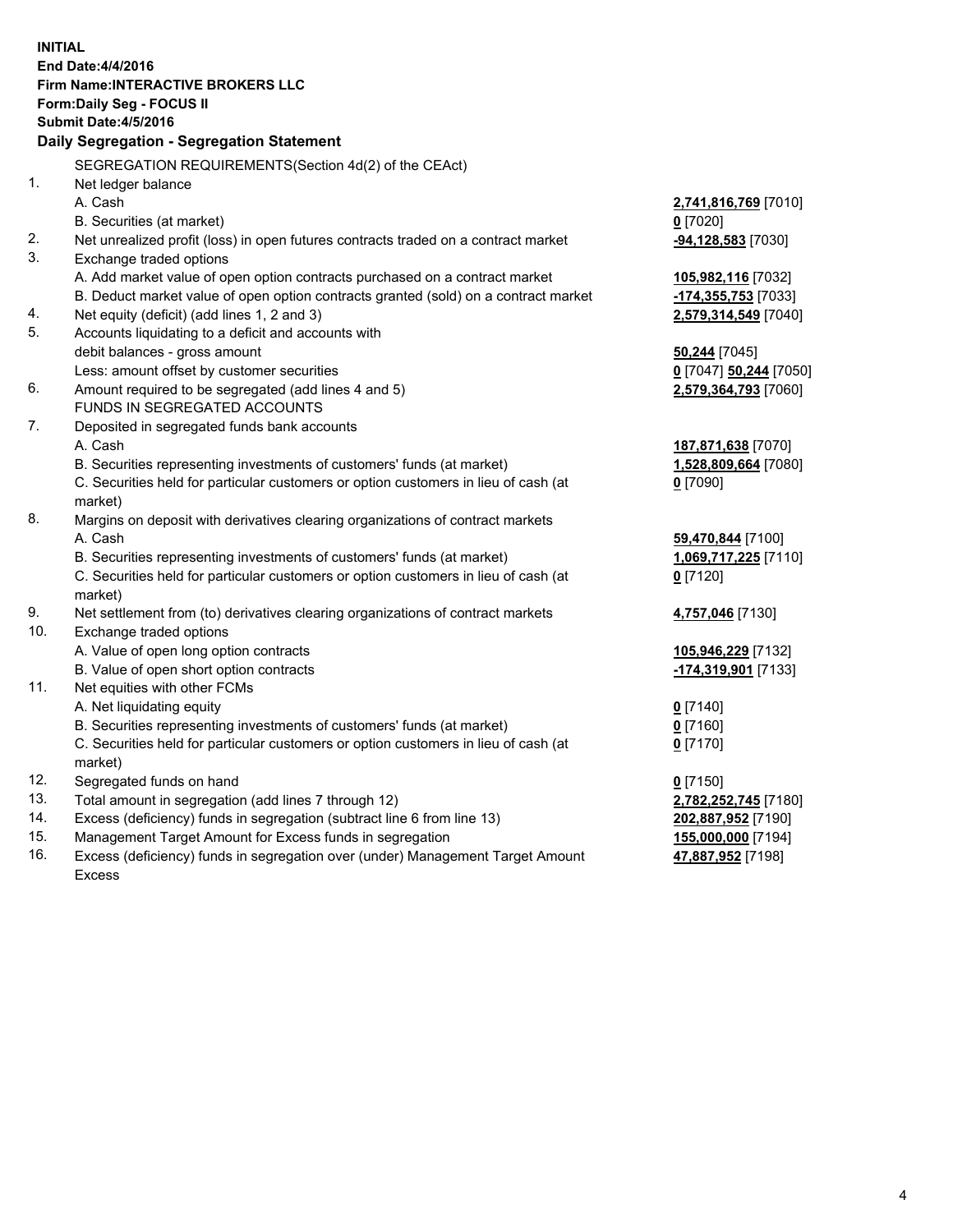**INITIAL**
**End Date:4/4/2016**
**Firm Name:INTERACTIVE BROKERS LLC**
**Form:Daily Seg - FOCUS II**
**Submit Date:4/5/2016**

## Daily Segregation - Segregation Statement

SEGREGATION REQUIREMENTS(Section 4d(2) of the CEAct)

| | | |
|---|---|---|
| 1. | Net ledger balance | |
| | A. Cash | **2,741,816,769** [7010] |
| | B. Securities (at market) | **0** [7020] |
| 2. | Net unrealized profit (loss) in open futures contracts traded on a contract market | **-94,128,583** [7030] |
| 3. | Exchange traded options | |
| | A. Add market value of open option contracts purchased on a contract market | **105,982,116** [7032] |
| | B. Deduct market value of open option contracts granted (sold) on a contract market | **-174,355,753** [7033] |
| 4. | Net equity (deficit) (add lines 1, 2 and 3) | **2,579,314,549** [7040] |
| 5. | Accounts liquidating to a deficit and accounts with debit balances - gross amount | **50,244** [7045] |
| | Less: amount offset by customer securities | **0** [7047] **50,244** [7050] |
| 6. | Amount required to be segregated (add lines 4 and 5) | **2,579,364,793** [7060] |
| | FUNDS IN SEGREGATED ACCOUNTS | |
| 7. | Deposited in segregated funds bank accounts | |
| | A. Cash | **187,871,638** [7070] |
| | B. Securities representing investments of customers' funds (at market) | **1,528,809,664** [7080] |
| | C. Securities held for particular customers or option customers in lieu of cash (at market) | **0** [7090] |
| 8. | Margins on deposit with derivatives clearing organizations of contract markets | |
| | A. Cash | **59,470,844** [7100] |
| | B. Securities representing investments of customers' funds (at market) | **1,069,717,225** [7110] |
| | C. Securities held for particular customers or option customers in lieu of cash (at market) | **0** [7120] |
| 9. | Net settlement from (to) derivatives clearing organizations of contract markets | **4,757,046** [7130] |
| 10. | Exchange traded options | |
| | A. Value of open long option contracts | **105,946,229** [7132] |
| | B. Value of open short option contracts | **-174,319,901** [7133] |
| 11. | Net equities with other FCMs | |
| | A. Net liquidating equity | **0** [7140] |
| | B. Securities representing investments of customers' funds (at market) | **0** [7160] |
| | C. Securities held for particular customers or option customers in lieu of cash (at market) | **0** [7170] |
| 12. | Segregated funds on hand | **0** [7150] |
| 13. | Total amount in segregation (add lines 7 through 12) | **2,782,252,745** [7180] |
| 14. | Excess (deficiency) funds in segregation (subtract line 6 from line 13) | **202,887,952** [7190] |
| 15. | Management Target Amount for Excess funds in segregation | **155,000,000** [7194] |
| 16. | Excess (deficiency) funds in segregation over (under) Management Target Amount Excess | **47,887,952** [7198] |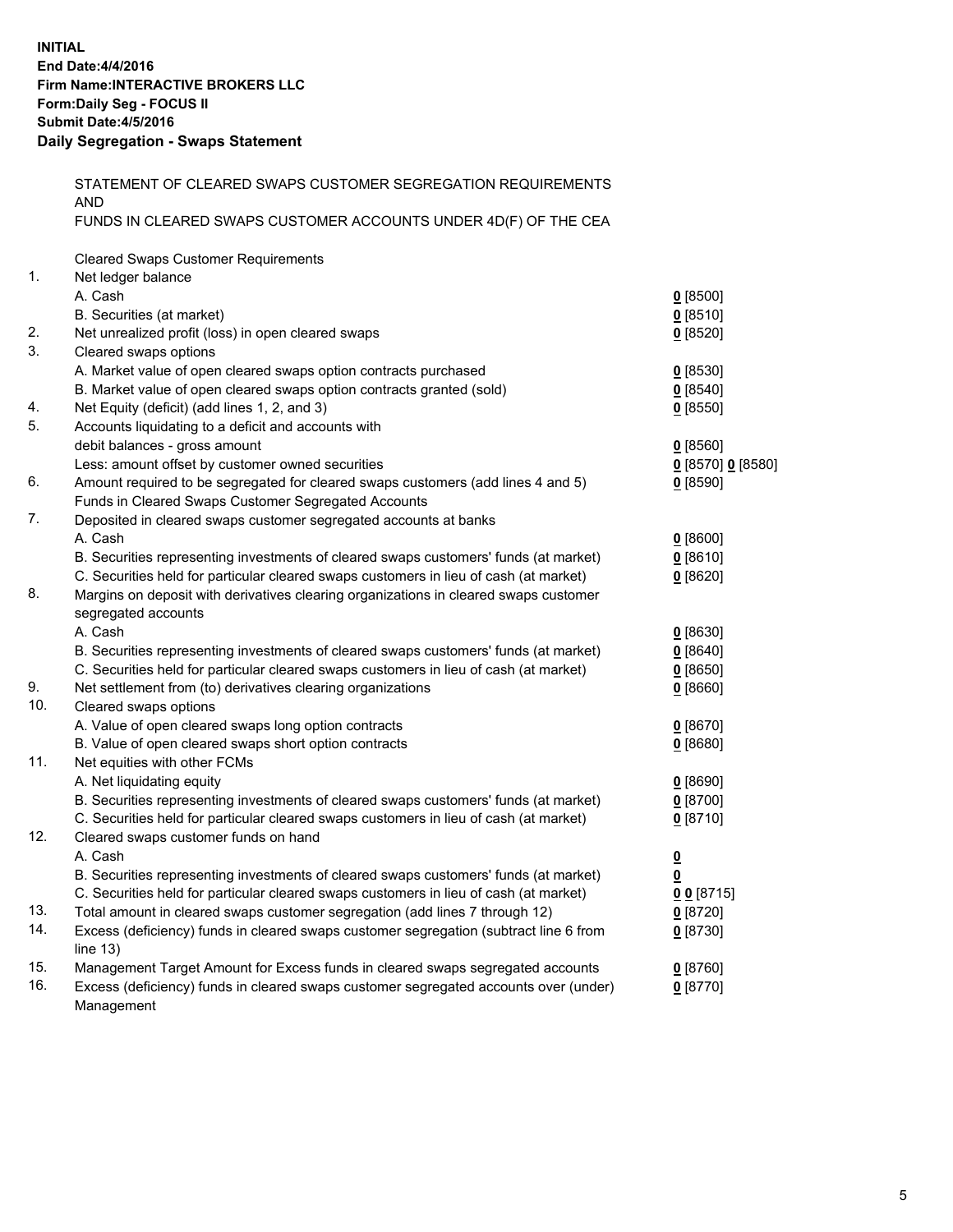**INITIAL**
**End Date:4/4/2016**
**Firm Name:INTERACTIVE BROKERS LLC**
**Form:Daily Seg - FOCUS II**
**Submit Date:4/5/2016**
**Daily Segregation - Swaps Statement**

STATEMENT OF CLEARED SWAPS CUSTOMER SEGREGATION REQUIREMENTS AND FUNDS IN CLEARED SWAPS CUSTOMER ACCOUNTS UNDER 4D(F) OF THE CEA

| | | |
|---|---|---|
| | Cleared Swaps Customer Requirements | |
| 1. | Net ledger balance | |
| | A. Cash | 0 [8500] |
| | B. Securities (at market) | 0 [8510] |
| 2. | Net unrealized profit (loss) in open cleared swaps | 0 [8520] |
| 3. | Cleared swaps options | |
| | A. Market value of open cleared swaps option contracts purchased | 0 [8530] |
| | B. Market value of open cleared swaps option contracts granted (sold) | 0 [8540] |
| 4. | Net Equity (deficit) (add lines 1, 2, and 3) | 0 [8550] |
| 5. | Accounts liquidating to a deficit and accounts with debit balances - gross amount | 0 [8560] |
| | Less: amount offset by customer owned securities | 0 [8570] 0 [8580] |
| 6. | Amount required to be segregated for cleared swaps customers (add lines 4 and 5) | 0 [8590] |
| | Funds in Cleared Swaps Customer Segregated Accounts | |
| 7. | Deposited in cleared swaps customer segregated accounts at banks | |
| | A. Cash | 0 [8600] |
| | B. Securities representing investments of cleared swaps customers' funds (at market) | 0 [8610] |
| | C. Securities held for particular cleared swaps customers in lieu of cash (at market) | 0 [8620] |
| 8. | Margins on deposit with derivatives clearing organizations in cleared swaps customer segregated accounts | |
| | A. Cash | 0 [8630] |
| | B. Securities representing investments of cleared swaps customers' funds (at market) | 0 [8640] |
| | C. Securities held for particular cleared swaps customers in lieu of cash (at market) | 0 [8650] |
| 9. | Net settlement from (to) derivatives clearing organizations | 0 [8660] |
| 10. | Cleared swaps options | |
| | A. Value of open cleared swaps long option contracts | 0 [8670] |
| | B. Value of open cleared swaps short option contracts | 0 [8680] |
| 11. | Net equities with other FCMs | |
| | A. Net liquidating equity | 0 [8690] |
| | B. Securities representing investments of cleared swaps customers' funds (at market) | 0 [8700] |
| | C. Securities held for particular cleared swaps customers in lieu of cash (at market) | 0 [8710] |
| 12. | Cleared swaps customer funds on hand | |
| | A. Cash | 0 |
| | B. Securities representing investments of cleared swaps customers' funds (at market) | 0 |
| | C. Securities held for particular cleared swaps customers in lieu of cash (at market) | 0 0 [8715] |
| 13. | Total amount in cleared swaps customer segregation (add lines 7 through 12) | 0 [8720] |
| 14. | Excess (deficiency) funds in cleared swaps customer segregation (subtract line 6 from line 13) | 0 [8730] |
| 15. | Management Target Amount for Excess funds in cleared swaps segregated accounts | 0 [8760] |
| 16. | Excess (deficiency) funds in cleared swaps customer segregated accounts over (under) Management | 0 [8770] |